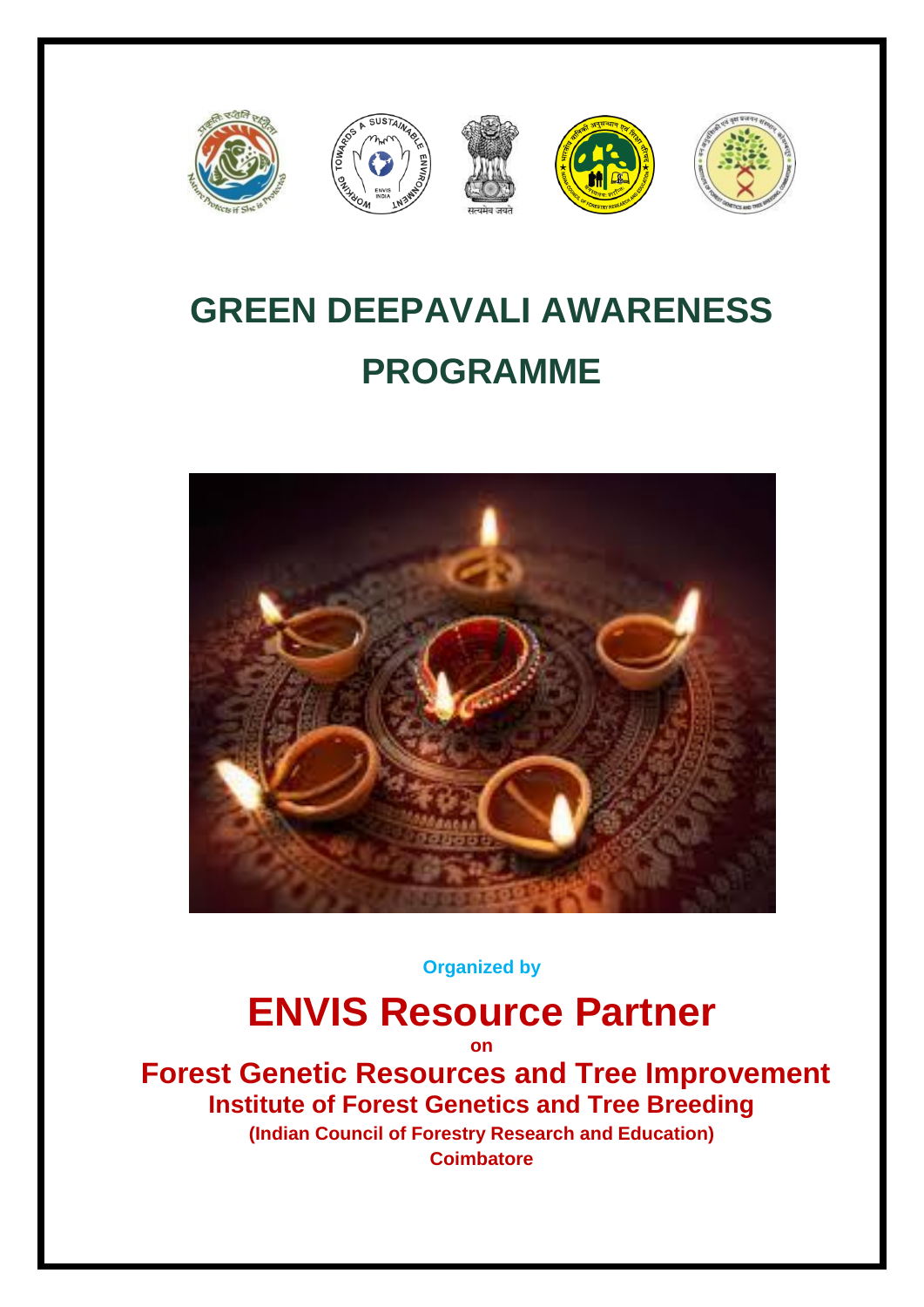# GREEN DEEPAVALI AWARENESS PROGRAMME

**Organized by**

## ENVIS Resource Partner

**on**

### Forest Genetic Resources and Tree Improvement

**Institute of Forest Genetics and Tree Breeding**

**(Indian Council of Forestry Research and Education)**

**Coimbatore**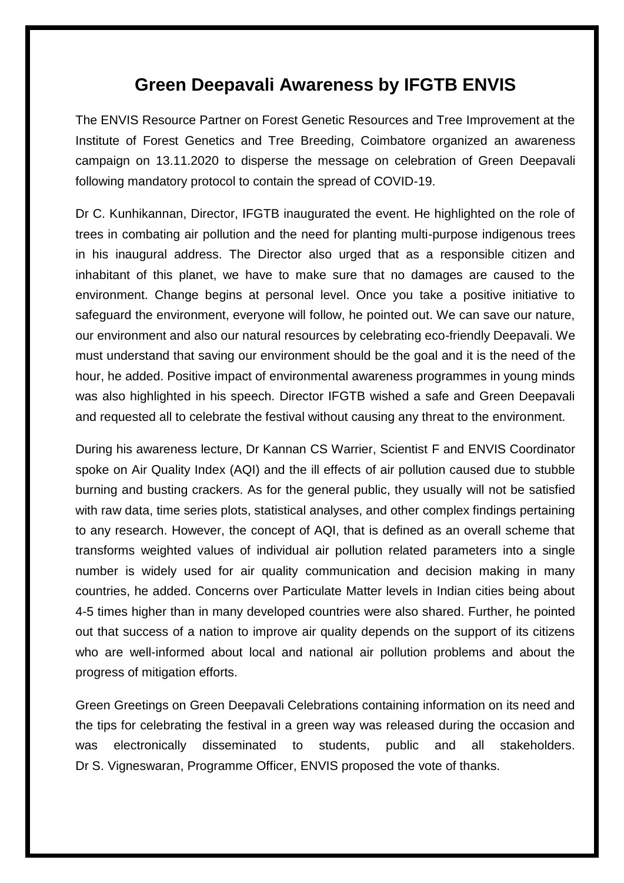# Green Deepavali Awareness by IFGTB ENVIS

The ENVIS Resource Partner on Forest Genetic Resources and Tree Improvement at the Institute of Forest Genetics and Tree Breeding, Coimbatore organized an awareness campaign on 13.11.2020 to disperse the message on celebration of Green Deepavali following mandatory protocol to contain the spread of COVID-19.

Dr C. Kunhikannan, Director, IFGTB inaugurated the event. He highlighted on the role of trees in combating air pollution and the need for planting multi-purpose indigenous trees in his inaugural address. The Director also urged that as a responsible citizen and inhabitant of this planet, we have to make sure that no damages are caused to the environment. Change begins at personal level. Once you take a positive initiative to safeguard the environment, everyone will follow, he pointed out. We can save our nature, our environment and also our natural resources by celebrating eco-friendly Deepavali. We must understand that saving our environment should be the goal and it is the need of the hour, he added. Positive impact of environmental awareness programmes in young minds was also highlighted in his speech. Director IFGTB wished a safe and Green Deepavali and requested all to celebrate the festival without causing any threat to the environment.

During his awareness lecture, Dr Kannan CS Warrier, Scientist F and ENVIS Coordinator spoke on Air Quality Index (AQI) and the ill effects of air pollution caused due to stubble burning and busting crackers. As for the general public, they usually will not be satisfied with raw data, time series plots, statistical analyses, and other complex findings pertaining to any research. However, the concept of AQI, that is defined as an overall scheme that transforms weighted values of individual air pollution related parameters into a single number is widely used for air quality communication and decision making in many countries, he added. Concerns over Particulate Matter levels in Indian cities being about 4-5 times higher than in many developed countries were also shared. Further, he pointed out that success of a nation to improve air quality depends on the support of its citizens who are well-informed about local and national air pollution problems and about the progress of mitigation efforts.

Green Greetings on Green Deepavali Celebrations containing information on its need and the tips for celebrating the festival in a green way was released during the occasion and was electronically disseminated to students, public and all stakeholders. Dr S. Vigneswaran, Programme Officer, ENVIS proposed the vote of thanks.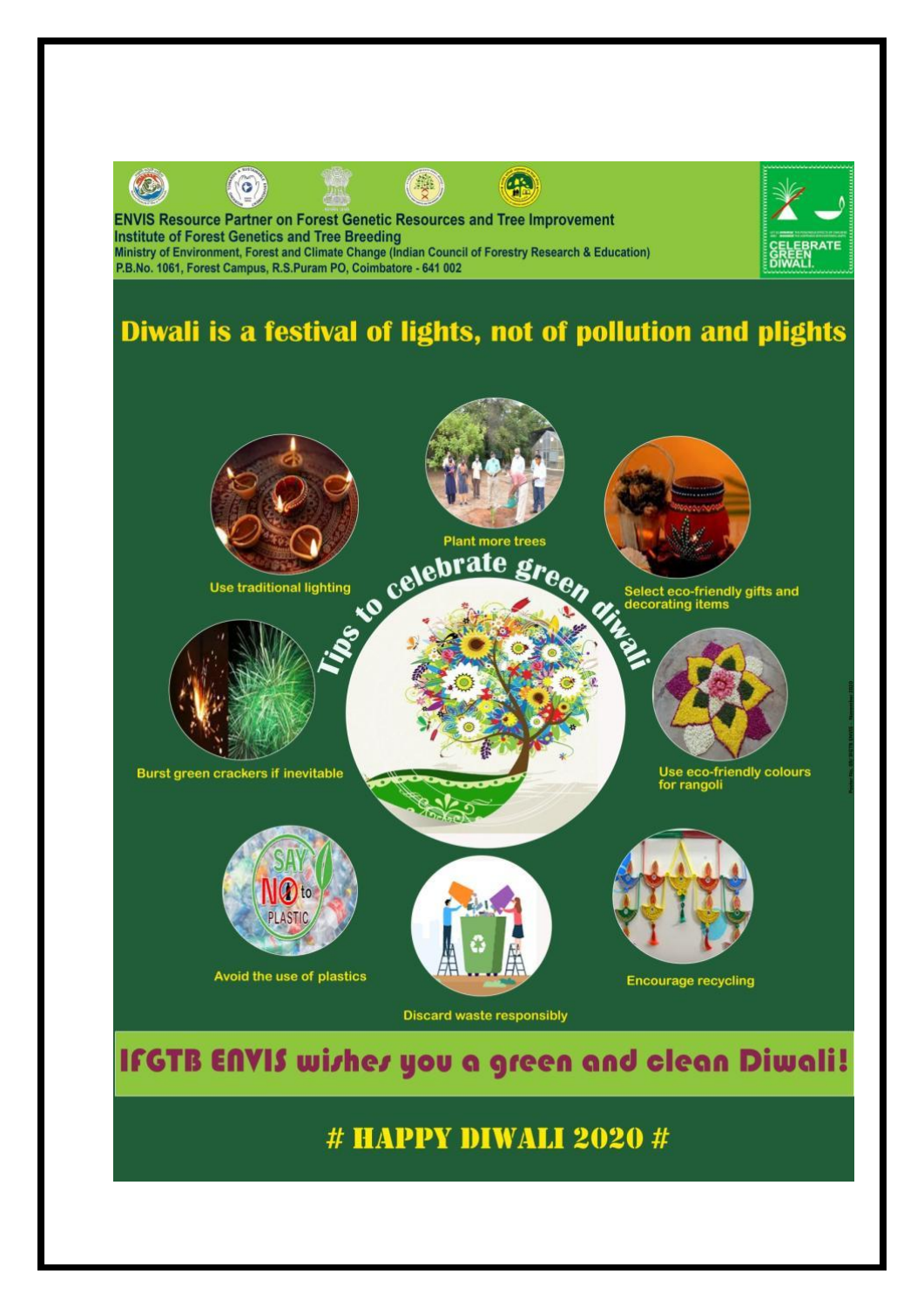ENVIS Resource Partner on Forest Genetic Resources and Tree Improvement
Institute of Forest Genetics and Tree Breeding
Ministry of Environment, Forest and Climate Change (Indian Council of Forestry Research & Education)
P.B.No. 1061, Forest Campus, R.S.Puram PO, Coimbatore - 641 002

CELEBRATE GREEN DIWALI

# Diwali is a festival of lights, not of pollution and plights

## Tips to celebrate green diwali

- Use traditional lighting
- Plant more trees
- Select eco-friendly gifts and decorating items
- Burst green crackers if inevitable
- Use eco-friendly colours for rangoli
- Avoid the use of plastics
- Discard waste responsibly
- Encourage recycling

## IFGTB ENVIS wishes you a green and clean Diwali!

# HAPPY DIWALI 2020 #